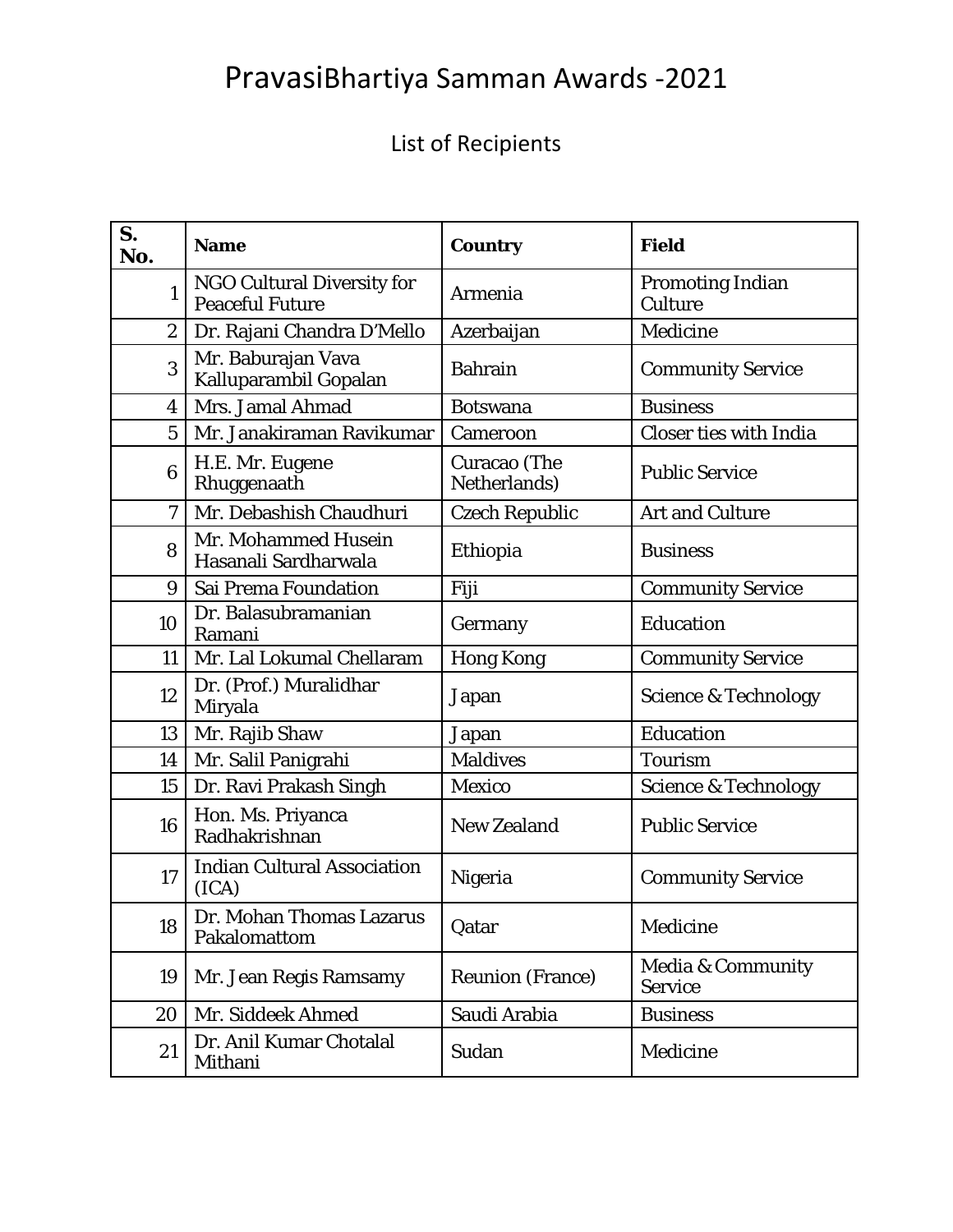# PravasiBhartiya Samman Awards -2021

## List of Recipients

| S. No. | Name | Country | Field |
|---|---|---|---|
| 1 | NGO Cultural Diversity for Peaceful Future | Armenia | Promoting Indian Culture |
| 2 | Dr. Rajani Chandra D'Mello | Azerbaijan | Medicine |
| 3 | Mr. Baburajan Vava Kalluparambil Gopalan | Bahrain | Community Service |
| 4 | Mrs. Jamal Ahmad | Botswana | Business |
| 5 | Mr. Janakiraman Ravikumar | Cameroon | Closer ties with India |
| 6 | H.E. Mr. Eugene Rhuggenaath | Curacao (The Netherlands) | Public Service |
| 7 | Mr. Debashish Chaudhuri | Czech Republic | Art and Culture |
| 8 | Mr. Mohammed Husein Hasanali Sardharwala | Ethiopia | Business |
| 9 | Sai Prema Foundation | Fiji | Community Service |
| 10 | Dr. Balasubramanian Ramani | Germany | Education |
| 11 | Mr. Lal Lokumal Chellaram | Hong Kong | Community Service |
| 12 | Dr. (Prof.) Muralidhar Miryala | Japan | Science & Technology |
| 13 | Mr. Rajib Shaw | Japan | Education |
| 14 | Mr. Salil Panigrahi | Maldives | Tourism |
| 15 | Dr. Ravi Prakash Singh | Mexico | Science & Technology |
| 16 | Hon. Ms. Priyanca Radhakrishnan | New Zealand | Public Service |
| 17 | Indian Cultural Association (ICA) | Nigeria | Community Service |
| 18 | Dr. Mohan Thomas Lazarus Pakalomattom | Qatar | Medicine |
| 19 | Mr. Jean Regis Ramsamy | Reunion (France) | Media & Community Service |
| 20 | Mr. Siddeek Ahmed | Saudi Arabia | Business |
| 21 | Dr. Anil Kumar Chotalal Mithani | Sudan | Medicine |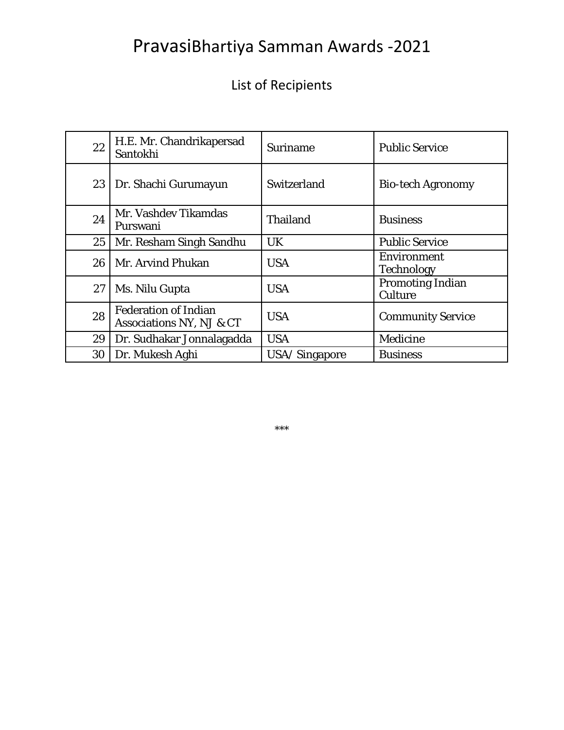# PravasiBhartiya Samman Awards -2021

## List of Recipients

| | | | |
|---|---|---|---|
| 22 | H.E. Mr. Chandrikapersad Santokhi | Suriname | Public Service |
| 23 | Dr. Shachi Gurumayun | Switzerland | Bio-tech Agronomy |
| 24 | Mr. Vashdev Tikamdas Purswani | Thailand | Business |
| 25 | Mr. Resham Singh Sandhu | UK | Public Service |
| 26 | Mr. Arvind Phukan | USA | Environment Technology |
| 27 | Ms. Nilu Gupta | USA | Promoting Indian Culture |
| 28 | Federation of Indian Associations NY, NJ & CT | USA | Community Service |
| 29 | Dr. Sudhakar Jonnalagadda | USA | Medicine |
| 30 | Dr. Mukesh Aghi | USA/ Singapore | Business |

***